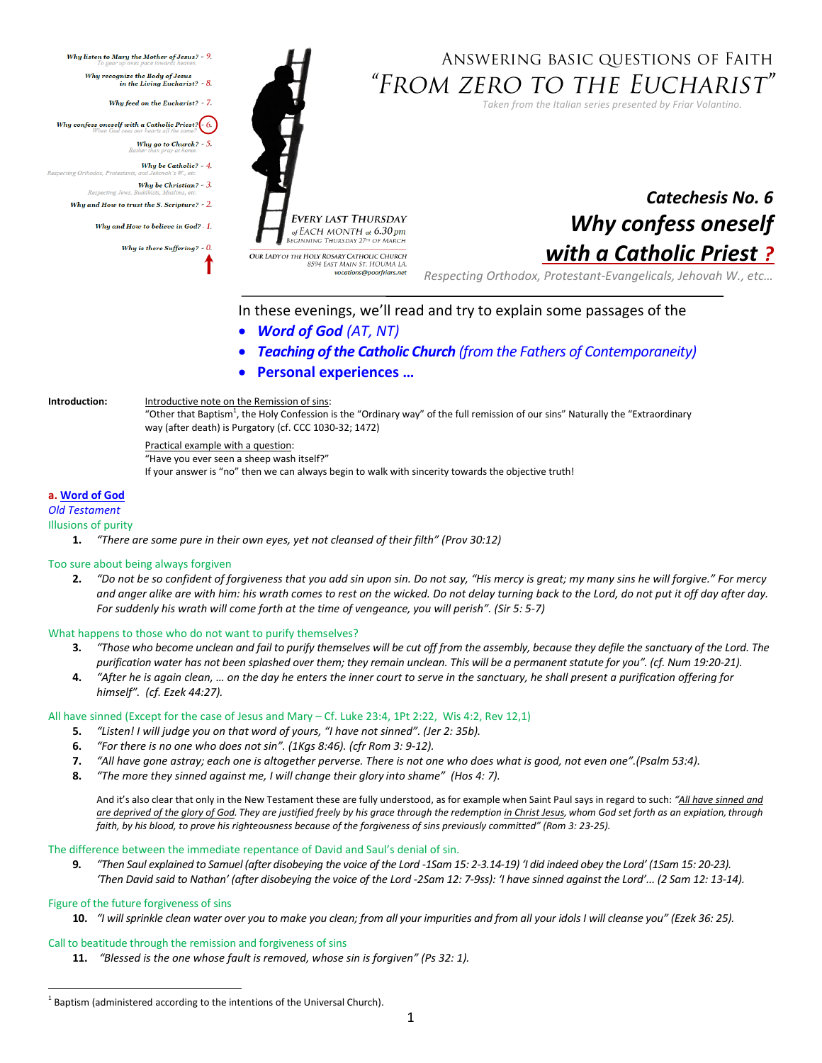Why listen to Mary the Mother of Jesus? - 9.
To gear up ones pace towards heaven.

Why recognize the Body of Jesus in the Living Eucharist? - 8.

Why feed on the Eucharist? - 7.

Why confess oneself with a Catholic Priest? - 6.
When God sees our hearts all the same?

Why go to Church? - 5.
Rather than pray at home.

Why be Catholic? - 4.
Respecting Orthodox, Protestants, and Jehovah's W., etc.

Why be Christian? - 3.
Respecting Jews, Buddhists, Muslims, etc.

Why and How to trust the S. Scripture? - 2.

Why and How to believe in God? - 1.

Why is there Suffering? - 0.

EVERY LAST THURSDAY of EACH MONTH at 6.30 pm
BEGINNING THURSDAY 27th OF MARCH

OUR LADY OF THE HOLY ROSARY CATHOLIC CHURCH
8594 EAST MAIN ST. HOUMA LA
vocations@poorfriars.net

# ANSWERING BASIC QUESTIONS OF FAITH
# "FROM ZERO TO THE EUCHARIST"

*Taken from the Italian series presented by Friar Volantino.*

## Catechesis No. 6
## Why confess oneself with a Catholic Priest ?

*Respecting Orthodox, Protestant-Evangelicals, Jehovah W., etc...*

---

In these evenings, we'll read and try to explain some passages of the

- ***Word of God*** *(AT, NT)*
- ***Teaching of the Catholic Church*** *(from the Fathers of Contemporaneity)*
- **Personal experiences ...**

**Introduction:**

Introductive note on the Remission of sins:
"Other that Baptism[1], the Holy Confession is the "Ordinary way" of the full remission of our sins" Naturally the "Extraordinary way (after death) is Purgatory (cf. CCC 1030-32; 1472)

Practical example with a question:
"Have you ever seen a sheep wash itself?"
If your answer is "no" then we can always begin to walk with sincerity towards the objective truth!

### a. Word of God

*Old Testament*

Illusions of purity

1. *"There are some pure in their own eyes, yet not cleansed of their filth" (Prov 30:12)*

Too sure about being always forgiven

2. *"Do not be so confident of forgiveness that you add sin upon sin. Do not say, "His mercy is great; my many sins he will forgive." For mercy and anger alike are with him: his wrath comes to rest on the wicked. Do not delay turning back to the Lord, do not put it off day after day. For suddenly his wrath will come forth at the time of vengeance, you will perish". (Sir 5: 5-7)*

What happens to those who do not want to purify themselves?

3. *"Those who become unclean and fail to purify themselves will be cut off from the assembly, because they defile the sanctuary of the Lord. The purification water has not been splashed over them; they remain unclean. This will be a permanent statute for you". (cf. Num 19:20-21).*
4. *"After he is again clean, … on the day he enters the inner court to serve in the sanctuary, he shall present a purification offering for himself". (cf. Ezek 44:27).*

All have sinned (Except for the case of Jesus and Mary – Cf. Luke 23:4, 1Pt 2:22, Wis 4:2, Rev 12,1)

5. *"Listen! I will judge you on that word of yours, "I have not sinned". (Jer 2: 35b).*
6. *"For there is no one who does not sin". (1Kgs 8:46). (cfr Rom 3: 9-12).*
7. *"All have gone astray; each one is altogether perverse. There is not one who does what is good, not even one".(Psalm 53:4).*
8. *"The more they sinned against me, I will change their glory into shame" (Hos 4: 7).*

And it's also clear that only in the New Testament these are fully understood, as for example when Saint Paul says in regard to such: *"All have sinned and are deprived of the glory of God. They are justified freely by his grace through the redemption in Christ Jesus, whom God set forth as an expiation, through faith, by his blood, to prove his righteousness because of the forgiveness of sins previously committed" (Rom 3: 23-25).*

The difference between the immediate repentance of David and Saul's denial of sin.

9. *"Then Saul explained to Samuel (after disobeying the voice of the Lord -1Sam 15: 2-3.14-19) 'I did indeed obey the Lord' (1Sam 15: 20-23). 'Then David said to Nathan' (after disobeying the voice of the Lord -2Sam 12: 7-9ss): 'I have sinned against the Lord'... (2 Sam 12: 13-14).*

Figure of the future forgiveness of sins

10. *"I will sprinkle clean water over you to make you clean; from all your impurities and from all your idols I will cleanse you" (Ezek 36: 25).*

Call to beatitude through the remission and forgiveness of sins

11. *"Blessed is the one whose fault is removed, whose sin is forgiven" (Ps 32: 1).*

---

[1] Baptism (administered according to the intentions of the Universal Church).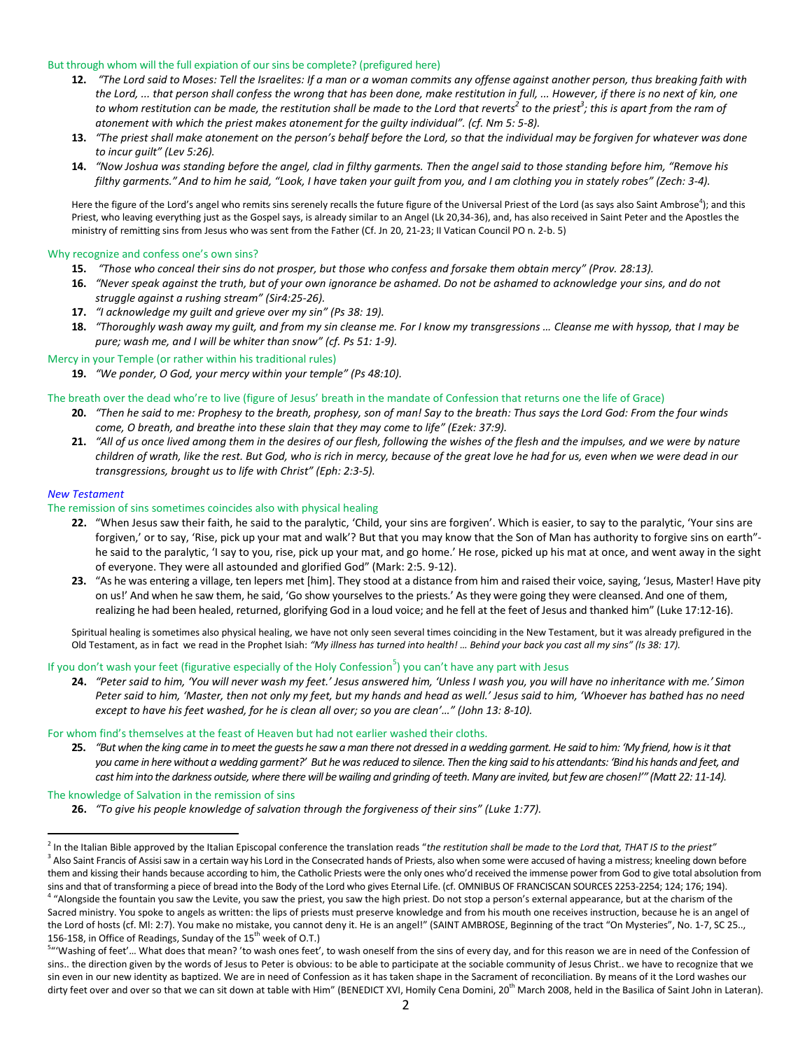But through whom will the full expiation of our sins be complete? (prefigured here)

12. *"The Lord said to Moses: Tell the Israelites: If a man or a woman commits any offense against another person, thus breaking faith with the Lord, ... that person shall confess the wrong that has been done, make restitution in full, ... However, if there is no next of kin, one to whom restitution can be made, the restitution shall be made to the Lord that reverts[2] to the priest[3]; this is apart from the ram of atonement with which the priest makes atonement for the guilty individual". (cf. Nm 5: 5-8).*
13. *"The priest shall make atonement on the person's behalf before the Lord, so that the individual may be forgiven for whatever was done to incur guilt" (Lev 5:26).*
14. *"Now Joshua was standing before the angel, clad in filthy garments. Then the angel said to those standing before him, "Remove his filthy garments." And to him he said, "Look, I have taken your guilt from you, and I am clothing you in stately robes" (Zech: 3-4).*

Here the figure of the Lord's angel who remits sins serenely recalls the future figure of the Universal Priest of the Lord (as says also Saint Ambrose[4]); and this Priest, who leaving everything just as the Gospel says, is already similar to an Angel (Lk 20,34-36), and, has also received in Saint Peter and the Apostles the ministry of remitting sins from Jesus who was sent from the Father (Cf. Jn 20, 21-23; II Vatican Council PO n. 2-b. 5)

Why recognize and confess one's own sins?

15. *"Those who conceal their sins do not prosper, but those who confess and forsake them obtain mercy" (Prov. 28:13).*
16. *"Never speak against the truth, but of your own ignorance be ashamed. Do not be ashamed to acknowledge your sins, and do not struggle against a rushing stream" (Sir4:25-26).*
17. *"I acknowledge my guilt and grieve over my sin" (Ps 38: 19).*
18. *"Thoroughly wash away my guilt, and from my sin cleanse me. For I know my transgressions … Cleanse me with hyssop, that I may be pure; wash me, and I will be whiter than snow" (cf. Ps 51: 1-9).*

Mercy in your Temple (or rather within his traditional rules)

19. *"We ponder, O God, your mercy within your temple" (Ps 48:10).*

The breath over the dead who're to live (figure of Jesus' breath in the mandate of Confession that returns one the life of Grace)

20. *"Then he said to me: Prophesy to the breath, prophesy, son of man! Say to the breath: Thus says the Lord God: From the four winds come, O breath, and breathe into these slain that they may come to life" (Ezek: 37:9).*
21. *"All of us once lived among them in the desires of our flesh, following the wishes of the flesh and the impulses, and we were by nature children of wrath, like the rest. But God, who is rich in mercy, because of the great love he had for us, even when we were dead in our transgressions, brought us to life with Christ" (Eph: 2:3-5).*

*New Testament*

The remission of sins sometimes coincides also with physical healing

22. "When Jesus saw their faith, he said to the paralytic, 'Child, your sins are forgiven'. Which is easier, to say to the paralytic, 'Your sins are forgiven,' or to say, 'Rise, pick up your mat and walk'? But that you may know that the Son of Man has authority to forgive sins on earth"- he said to the paralytic, 'I say to you, rise, pick up your mat, and go home.' He rose, picked up his mat at once, and went away in the sight of everyone. They were all astounded and glorified God" (Mark: 2:5. 9-12).
23. "As he was entering a village, ten lepers met [him]. They stood at a distance from him and raised their voice, saying, 'Jesus, Master! Have pity on us!' And when he saw them, he said, 'Go show yourselves to the priests.' As they were going they were cleansed. And one of them, realizing he had been healed, returned, glorifying God in a loud voice; and he fell at the feet of Jesus and thanked him" (Luke 17:12-16).

Spiritual healing is sometimes also physical healing, we have not only seen several times coinciding in the New Testament, but it was already prefigured in the Old Testament, as in fact we read in the Prophet Isiah: *"My illness has turned into health! … Behind your back you cast all my sins" (Is 38: 17).*

If you don't wash your feet (figurative especially of the Holy Confession[5]) you can't have any part with Jesus

24. *"Peter said to him, 'You will never wash my feet.' Jesus answered him, 'Unless I wash you, you will have no inheritance with me.' Simon Peter said to him, 'Master, then not only my feet, but my hands and head as well.' Jesus said to him, 'Whoever has bathed has no need except to have his feet washed, for he is clean all over; so you are clean'…" (John 13: 8-10).*

For whom find's themselves at the feast of Heaven but had not earlier washed their cloths.

25. *"But when the king came in to meet the guests he saw a man there not dressed in a wedding garment. He said to him: 'My friend, how is it that you came in here without a wedding garment?' But he was reduced to silence. Then the king said to his attendants: 'Bind his hands and feet, and cast him into the darkness outside, where there will be wailing and grinding of teeth. Many are invited, but few are chosen!'" (Matt 22: 11-14).*

The knowledge of Salvation in the remission of sins

26. *"To give his people knowledge of salvation through the forgiveness of their sins" (Luke 1:77).*

---

[2] In the Italian Bible approved by the Italian Episcopal conference the translation reads "*the restitution shall be made to the Lord that, THAT IS to the priest"*

[3] Also Saint Francis of Assisi saw in a certain way his Lord in the Consecrated hands of Priests, also when some were accused of having a mistress; kneeling down before them and kissing their hands because according to him, the Catholic Priests were the only ones who'd received the immense power from God to give total absolution from sins and that of transforming a piece of bread into the Body of the Lord who gives Eternal Life. (cf. OMNIBUS OF FRANCISCAN SOURCES 2253-2254; 124; 176; 194).

[4] "Alongside the fountain you saw the Levite, you saw the priest, you saw the high priest. Do not stop a person's external appearance, but at the charism of the Sacred ministry. You spoke to angels as written: the lips of priests must preserve knowledge and from his mouth one receives instruction, because he is an angel of the Lord of hosts (cf. Ml: 2:7). You make no mistake, you cannot deny it. He is an angel!" (SAINT AMBROSE, Beginning of the tract "On Mysteries", No. 1-7, SC 25.., 156-158, in Office of Readings, Sunday of the 15th week of O.T.)

[5] "'Washing of feet'… What does that mean? 'to wash ones feet', to wash oneself from the sins of every day, and for this reason we are in need of the Confession of sins.. the direction given by the words of Jesus to Peter is obvious: to be able to participate at the sociable community of Jesus Christ.. we have to recognize that we sin even in our new identity as baptized. We are in need of Confession as it has taken shape in the Sacrament of reconciliation. By means of it the Lord washes our dirty feet over and over so that we can sit down at table with Him" (BENEDICT XVI, Homily Cena Domini, 20th March 2008, held in the Basilica of Saint John in Lateran).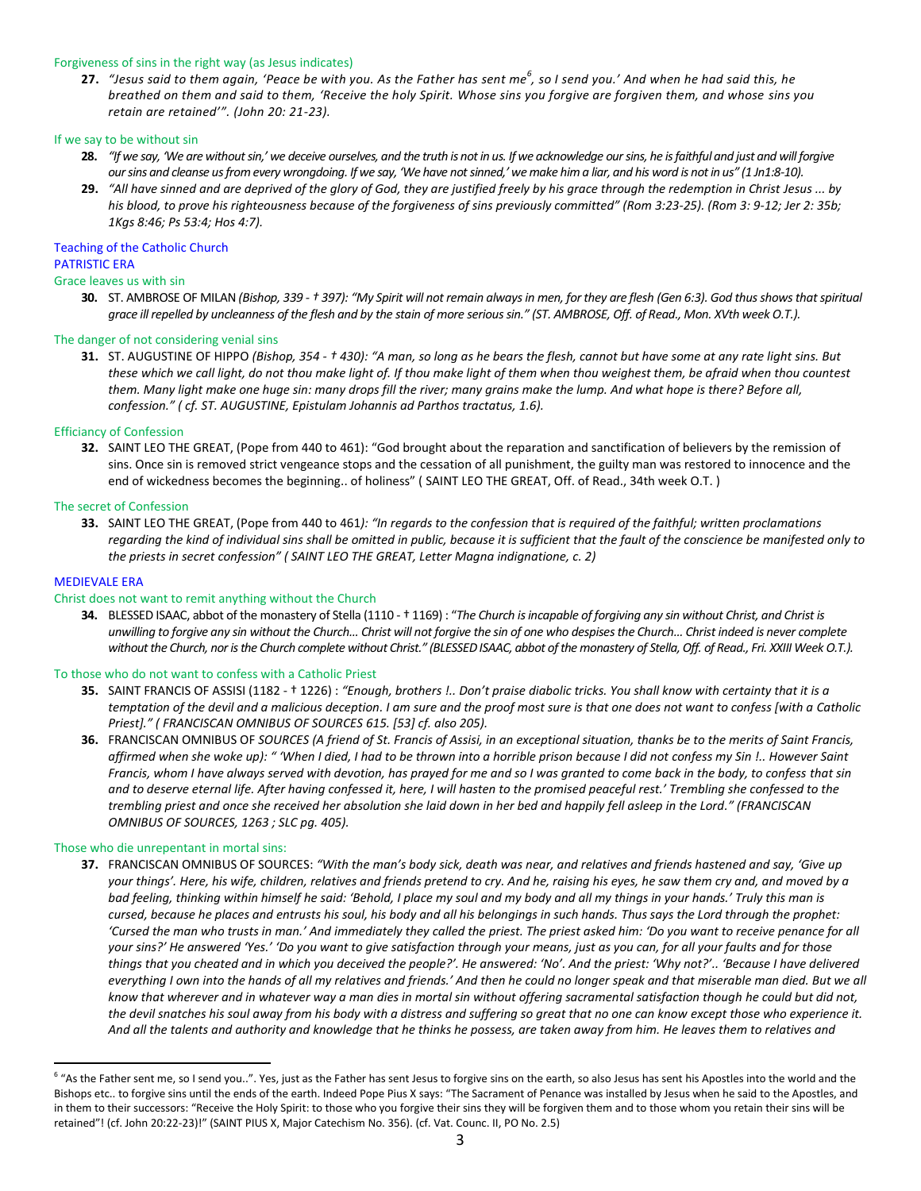### Forgiveness of sins in the right way (as Jesus indicates)

**27.** *"Jesus said to them again, 'Peace be with you. As the Father has sent me[6], so I send you.' And when he had said this, he breathed on them and said to them, 'Receive the holy Spirit. Whose sins you forgive are forgiven them, and whose sins you retain are retained'". (John 20: 21-23).*

### If we say to be without sin

**28.** *"If we say, 'We are without sin,' we deceive ourselves, and the truth is not in us. If we acknowledge our sins, he is faithful and just and will forgive our sins and cleanse us from every wrongdoing. If we say, 'We have not sinned,' we make him a liar, and his word is not in us" (1 Jn1:8-10).*

**29.** *"All have sinned and are deprived of the glory of God, they are justified freely by his grace through the redemption in Christ Jesus ... by his blood, to prove his righteousness because of the forgiveness of sins previously committed" (Rom 3:23-25). (Rom 3: 9-12; Jer 2: 35b; 1Kgs 8:46; Ps 53:4; Hos 4:7).*

## Teaching of the Catholic Church

## PATRISTIC ERA

### Grace leaves us with sin

**30.** ST. AMBROSE OF MILAN *(Bishop, 339 - † 397): "My Spirit will not remain always in men, for they are flesh (Gen 6:3). God thus shows that spiritual grace ill repelled by uncleanness of the flesh and by the stain of more serious sin." (ST. AMBROSE, Off. of Read., Mon. XVth week O.T.).*

### The danger of not considering venial sins

**31.** ST. AUGUSTINE OF HIPPO *(Bishop, 354 - † 430): "A man, so long as he bears the flesh, cannot but have some at any rate light sins. But these which we call light, do not thou make light of. If thou make light of them when thou weighest them, be afraid when thou countest them. Many light make one huge sin: many drops fill the river; many grains make the lump. And what hope is there? Before all, confession." ( cf. ST. AUGUSTINE, Epistulam Johannis ad Parthos tractatus, 1.6).*

### Efficiancy of Confession

**32.** SAINT LEO THE GREAT, (Pope from 440 to 461): "God brought about the reparation and sanctification of believers by the remission of sins. Once sin is removed strict vengeance stops and the cessation of all punishment, the guilty man was restored to innocence and the end of wickedness becomes the beginning.. of holiness" ( SAINT LEO THE GREAT, Off. of Read., 34th week O.T. )

### The secret of Confession

**33.** SAINT LEO THE GREAT, (Pope from 440 to 461*): "In regards to the confession that is required of the faithful; written proclamations regarding the kind of individual sins shall be omitted in public, because it is sufficient that the fault of the conscience be manifested only to the priests in secret confession" ( SAINT LEO THE GREAT, Letter Magna indignatione, c. 2)*

## MEDIEVALE ERA

### Christ does not want to remit anything without the Church

**34.** BLESSED ISAAC, abbot of the monastery of Stella (1110 - † 1169) : "*The Church is incapable of forgiving any sin without Christ, and Christ is unwilling to forgive any sin without the Church... Christ will not forgive the sin of one who despises the Church... Christ indeed is never complete without the Church, nor is the Church complete without Christ." (BLESSED ISAAC, abbot of the monastery of Stella, Off. of Read., Fri. XXIII Week O.T.).*

### To those who do not want to confess with a Catholic Priest

**35.** SAINT FRANCIS OF ASSISI (1182 - † 1226) : *"Enough, brothers !.. Don't praise diabolic tricks. You shall know with certainty that it is a temptation of the devil and a malicious deception. I am sure and the proof most sure is that one does not want to confess [with a Catholic Priest]." ( FRANCISCAN OMNIBUS OF SOURCES 615. [53] cf. also 205).*

**36.** FRANCISCAN OMNIBUS OF *SOURCES (A friend of St. Francis of Assisi, in an exceptional situation, thanks be to the merits of Saint Francis, affirmed when she woke up): " 'When I died, I had to be thrown into a horrible prison because I did not confess my Sin !.. However Saint Francis, whom I have always served with devotion, has prayed for me and so I was granted to come back in the body, to confess that sin and to deserve eternal life. After having confessed it, here, I will hasten to the promised peaceful rest.' Trembling she confessed to the trembling priest and once she received her absolution she laid down in her bed and happily fell asleep in the Lord." (FRANCISCAN OMNIBUS OF SOURCES, 1263 ; SLC pg. 405).*

### Those who die unrepentant in mortal sins:

**37.** FRANCISCAN OMNIBUS OF SOURCES: *"With the man's body sick, death was near, and relatives and friends hastened and say, 'Give up your things'. Here, his wife, children, relatives and friends pretend to cry. And he, raising his eyes, he saw them cry and, and moved by a bad feeling, thinking within himself he said: 'Behold, I place my soul and my body and all my things in your hands.' Truly this man is cursed, because he places and entrusts his soul, his body and all his belongings in such hands. Thus says the Lord through the prophet: 'Cursed the man who trusts in man.' And immediately they called the priest. The priest asked him: 'Do you want to receive penance for all your sins?' He answered 'Yes.' 'Do you want to give satisfaction through your means, just as you can, for all your faults and for those things that you cheated and in which you deceived the people?'. He answered: 'No'. And the priest: 'Why not?'.. 'Because I have delivered everything I own into the hands of all my relatives and friends.' And then he could no longer speak and that miserable man died. But we all know that wherever and in whatever way a man dies in mortal sin without offering sacramental satisfaction though he could but did not, the devil snatches his soul away from his body with a distress and suffering so great that no one can know except those who experience it. And all the talents and authority and knowledge that he thinks he possess, are taken away from him. He leaves them to relatives and*

---

[6] "As the Father sent me, so I send you..". Yes, just as the Father has sent Jesus to forgive sins on the earth, so also Jesus has sent his Apostles into the world and the Bishops etc.. to forgive sins until the ends of the earth. Indeed Pope Pius X says: "The Sacrament of Penance was installed by Jesus when he said to the Apostles, and in them to their successors: "Receive the Holy Spirit: to those who you forgive their sins they will be forgiven them and to those whom you retain their sins will be retained"! (cf. John 20:22-23)!" (SAINT PIUS X, Major Catechism No. 356). (cf. Vat. Counc. II, PO No. 2.5)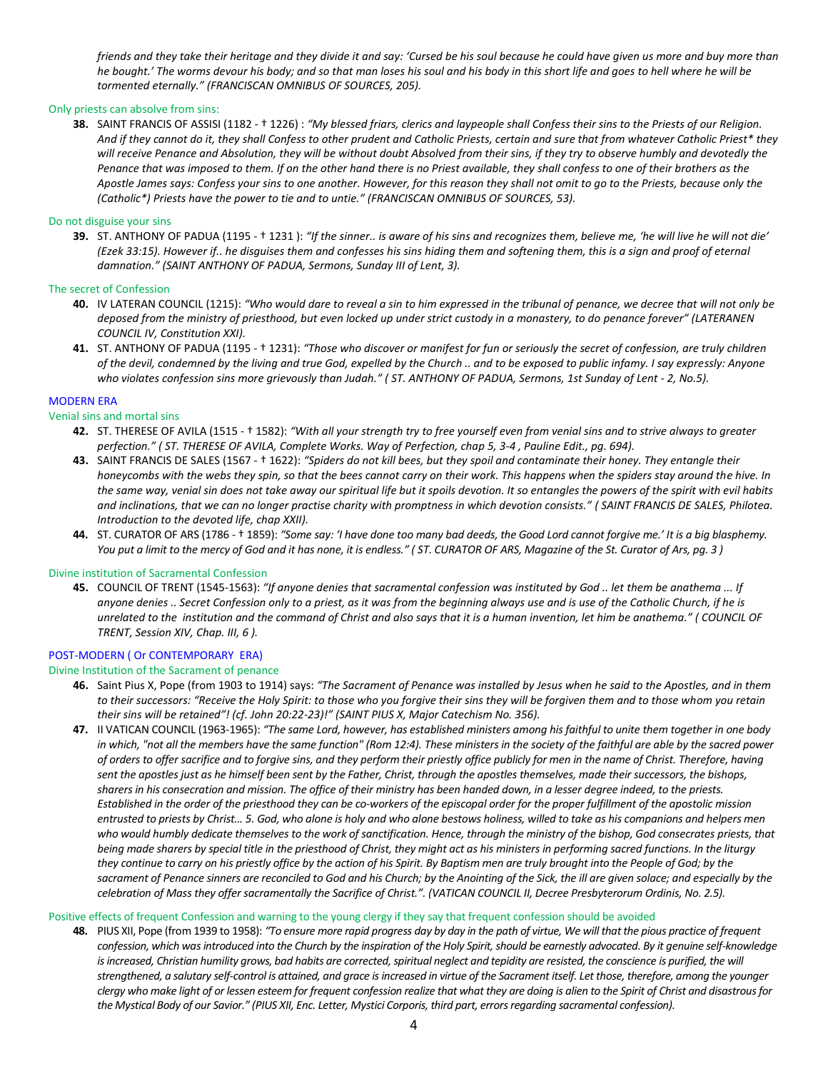*friends and they take their heritage and they divide it and say: 'Cursed be his soul because he could have given us more and buy more than he bought.' The worms devour his body; and so that man loses his soul and his body in this short life and goes to hell where he will be tormented eternally." (FRANCISCAN OMNIBUS OF SOURCES, 205).*

#### Only priests can absolve from sins:

38. SAINT FRANCIS OF ASSISI (1182 - † 1226) : *"My blessed friars, clerics and laypeople shall Confess their sins to the Priests of our Religion. And if they cannot do it, they shall Confess to other prudent and Catholic Priests, certain and sure that from whatever Catholic Priest* they will receive Penance and Absolution, they will be without doubt Absolved from their sins, if they try to observe humbly and devotedly the Penance that was imposed to them. If on the other hand there is no Priest available, they shall confess to one of their brothers as the Apostle James says: Confess your sins to one another. However, for this reason they shall not omit to go to the Priests, because only the (Catholic*) Priests have the power to tie and to untie." (FRANCISCAN OMNIBUS OF SOURCES, 53).*

#### Do not disguise your sins

39. ST. ANTHONY OF PADUA (1195 - † 1231 ): *"If the sinner.. is aware of his sins and recognizes them, believe me, 'he will live he will not die' (Ezek 33:15). However if.. he disguises them and confesses his sins hiding them and softening them, this is a sign and proof of eternal damnation." (SAINT ANTHONY OF PADUA, Sermons, Sunday III of Lent, 3).*

#### The secret of Confession

40. IV LATERAN COUNCIL (1215): *"Who would dare to reveal a sin to him expressed in the tribunal of penance, we decree that will not only be deposed from the ministry of priesthood, but even locked up under strict custody in a monastery, to do penance forever" (LATERANEN COUNCIL IV, Constitution XXI).*
41. ST. ANTHONY OF PADUA (1195 - † 1231): *"Those who discover or manifest for fun or seriously the secret of confession, are truly children of the devil, condemned by the living and true God, expelled by the Church .. and to be exposed to public infamy. I say expressly: Anyone who violates confession sins more grievously than Judah." ( ST. ANTHONY OF PADUA, Sermons, 1st Sunday of Lent - 2, No.5).*

## MODERN ERA

#### Venial sins and mortal sins

42. ST. THERESE OF AVILA (1515 - † 1582): *"With all your strength try to free yourself even from venial sins and to strive always to greater perfection." ( ST. THERESE OF AVILA, Complete Works. Way of Perfection, chap 5, 3-4 , Pauline Edit., pg. 694).*
43. SAINT FRANCIS DE SALES (1567 - † 1622): *"Spiders do not kill bees, but they spoil and contaminate their honey. They entangle their honeycombs with the webs they spin, so that the bees cannot carry on their work. This happens when the spiders stay around the hive. In the same way, venial sin does not take away our spiritual life but it spoils devotion. It so entangles the powers of the spirit with evil habits and inclinations, that we can no longer practise charity with promptness in which devotion consists." ( SAINT FRANCIS DE SALES, Philotea. Introduction to the devoted life, chap XXII).*
44. ST. CURATOR OF ARS (1786 - † 1859): *"Some say: 'I have done too many bad deeds, the Good Lord cannot forgive me.' It is a big blasphemy. You put a limit to the mercy of God and it has none, it is endless." ( ST. CURATOR OF ARS, Magazine of the St. Curator of Ars, pg. 3 )*

#### Divine institution of Sacramental Confession

45. COUNCIL OF TRENT (1545-1563): *"If anyone denies that sacramental confession was instituted by God .. let them be anathema ... If anyone denies .. Secret Confession only to a priest, as it was from the beginning always use and is use of the Catholic Church, if he is unrelated to the institution and the command of Christ and also says that it is a human invention, let him be anathema." ( COUNCIL OF TRENT, Session XIV, Chap. III, 6 ).*

## POST-MODERN ( Or CONTEMPORARY ERA)

#### Divine Institution of the Sacrament of penance

46. Saint Pius X, Pope (from 1903 to 1914) says: *"The Sacrament of Penance was installed by Jesus when he said to the Apostles, and in them to their successors: "Receive the Holy Spirit: to those who you forgive their sins they will be forgiven them and to those whom you retain their sins will be retained"! (cf. John 20:22-23)!" (SAINT PIUS X, Major Catechism No. 356).*
47. II VATICAN COUNCIL (1963-1965): *"The same Lord, however, has established ministers among his faithful to unite them together in one body in which, "not all the members have the same function" (Rom 12:4). These ministers in the society of the faithful are able by the sacred power of orders to offer sacrifice and to forgive sins, and they perform their priestly office publicly for men in the name of Christ. Therefore, having sent the apostles just as he himself been sent by the Father, Christ, through the apostles themselves, made their successors, the bishops, sharers in his consecration and mission. The office of their ministry has been handed down, in a lesser degree indeed, to the priests. Established in the order of the priesthood they can be co-workers of the episcopal order for the proper fulfillment of the apostolic mission entrusted to priests by Christ... 5. God, who alone is holy and who alone bestows holiness, willed to take as his companions and helpers men who would humbly dedicate themselves to the work of sanctification. Hence, through the ministry of the bishop, God consecrates priests, that being made sharers by special title in the priesthood of Christ, they might act as his ministers in performing sacred functions. In the liturgy they continue to carry on his priestly office by the action of his Spirit. By Baptism men are truly brought into the People of God; by the sacrament of Penance sinners are reconciled to God and his Church; by the Anointing of the Sick, the ill are given solace; and especially by the celebration of Mass they offer sacramentally the Sacrifice of Christ.". (VATICAN COUNCIL II, Decree Presbyterorum Ordinis, No. 2.5).*

#### Positive effects of frequent Confession and warning to the young clergy if they say that frequent confession should be avoided

48. PIUS XII, Pope (from 1939 to 1958): *"To ensure more rapid progress day by day in the path of virtue, We will that the pious practice of frequent confession, which was introduced into the Church by the inspiration of the Holy Spirit, should be earnestly advocated. By it genuine self-knowledge is increased, Christian humility grows, bad habits are corrected, spiritual neglect and tepidity are resisted, the conscience is purified, the will strengthened, a salutary self-control is attained, and grace is increased in virtue of the Sacrament itself. Let those, therefore, among the younger clergy who make light of or lessen esteem for frequent confession realize that what they are doing is alien to the Spirit of Christ and disastrous for the Mystical Body of our Savior." (PIUS XII, Enc. Letter, Mystici Corporis, third part, errors regarding sacramental confession).*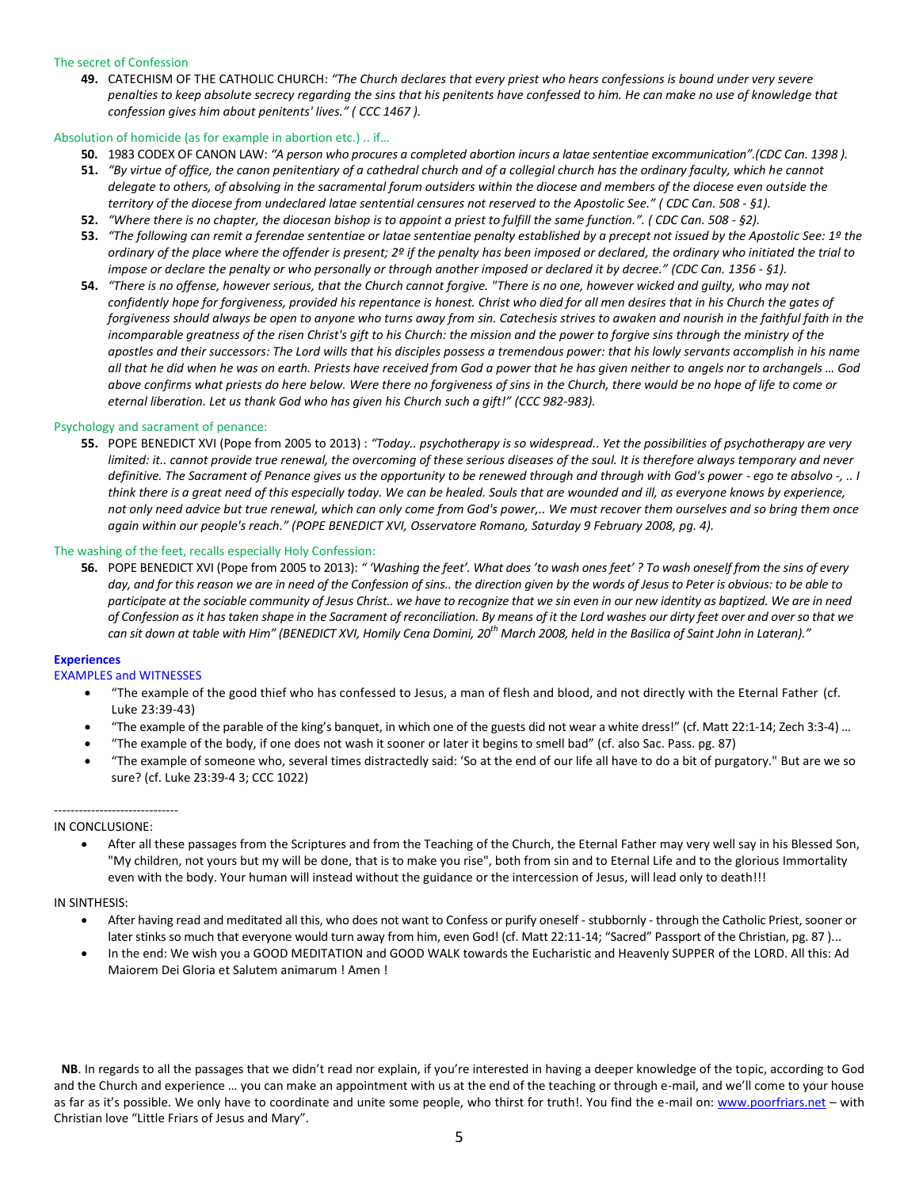The secret of Confession

49. CATECHISM OF THE CATHOLIC CHURCH: *"The Church declares that every priest who hears confessions is bound under very severe penalties to keep absolute secrecy regarding the sins that his penitents have confessed to him. He can make no use of knowledge that confession gives him about penitents' lives." ( CCC 1467 ).*

Absolution of homicide (as for example in abortion etc.) .. if…

50. 1983 CODEX OF CANON LAW: *"A person who procures a completed abortion incurs a latae sententiae excommunication".(CDC Can. 1398 ).*
51. *"By virtue of office, the canon penitentiary of a cathedral church and of a collegial church has the ordinary faculty, which he cannot delegate to others, of absolving in the sacramental forum outsiders within the diocese and members of the diocese even outside the territory of the diocese from undeclared latae sentential censures not reserved to the Apostolic See." ( CDC Can. 508 - §1).*
52. *"Where there is no chapter, the diocesan bishop is to appoint a priest to fulfill the same function.". ( CDC Can. 508 - §2).*
53. *"The following can remit a ferendae sententiae or latae sententiae penalty established by a precept not issued by the Apostolic See: 1º the ordinary of the place where the offender is present; 2º if the penalty has been imposed or declared, the ordinary who initiated the trial to impose or declare the penalty or who personally or through another imposed or declared it by decree." (CDC Can. 1356 - §1).*
54. *"There is no offense, however serious, that the Church cannot forgive. "There is no one, however wicked and guilty, who may not confidently hope for forgiveness, provided his repentance is honest. Christ who died for all men desires that in his Church the gates of forgiveness should always be open to anyone who turns away from sin. Catechesis strives to awaken and nourish in the faithful faith in the incomparable greatness of the risen Christ's gift to his Church: the mission and the power to forgive sins through the ministry of the apostles and their successors: The Lord wills that his disciples possess a tremendous power: that his lowly servants accomplish in his name all that he did when he was on earth. Priests have received from God a power that he has given neither to angels nor to archangels … God above confirms what priests do here below. Were there no forgiveness of sins in the Church, there would be no hope of life to come or eternal liberation. Let us thank God who has given his Church such a gift!" (CCC 982-983).*

Psychology and sacrament of penance:

55. POPE BENEDICT XVI (Pope from 2005 to 2013) : *"Today.. psychotherapy is so widespread.. Yet the possibilities of psychotherapy are very limited: it.. cannot provide true renewal, the overcoming of these serious diseases of the soul. It is therefore always temporary and never definitive. The Sacrament of Penance gives us the opportunity to be renewed through and through with God's power - ego te absolvo -, .. I think there is a great need of this especially today. We can be healed. Souls that are wounded and ill, as everyone knows by experience, not only need advice but true renewal, which can only come from God's power,.. We must recover them ourselves and so bring them once again within our people's reach." (POPE BENEDICT XVI, Osservatore Romano, Saturday 9 February 2008, pg. 4).*

The washing of the feet, recalls especially Holy Confession:

56. POPE BENEDICT XVI (Pope from 2005 to 2013): *" 'Washing the feet'. What does 'to wash ones feet' ? To wash oneself from the sins of every day, and for this reason we are in need of the Confession of sins.. the direction given by the words of Jesus to Peter is obvious: to be able to participate at the sociable community of Jesus Christ.. we have to recognize that we sin even in our new identity as baptized. We are in need of Confession as it has taken shape in the Sacrament of reconciliation. By means of it the Lord washes our dirty feet over and over so that we can sit down at table with Him" (BENEDICT XVI, Homily Cena Domini, 20th March 2008, held in the Basilica of Saint John in Lateran)."*

**Experiences**

EXAMPLES and WITNESSES

- "The example of the good thief who has confessed to Jesus, a man of flesh and blood, and not directly with the Eternal Father (cf. Luke 23:39-43)
- "The example of the parable of the king's banquet, in which one of the guests did not wear a white dress!" (cf. Matt 22:1-14; Zech 3:3-4) …
- "The example of the body, if one does not wash it sooner or later it begins to smell bad" (cf. also Sac. Pass. pg. 87)
- "The example of someone who, several times distractedly said: 'So at the end of our life all have to do a bit of purgatory." But are we so sure? (cf. Luke 23:39-4 3; CCC 1022)

------------------------------

IN CONCLUSIONE:

- After all these passages from the Scriptures and from the Teaching of the Church, the Eternal Father may very well say in his Blessed Son, "My children, not yours but my will be done, that is to make you rise", both from sin and to Eternal Life and to the glorious Immortality even with the body. Your human will instead without the guidance or the intercession of Jesus, will lead only to death!!!

IN SINTHESIS:

- After having read and meditated all this, who does not want to Confess or purify oneself - stubbornly - through the Catholic Priest, sooner or later stinks so much that everyone would turn away from him, even God! (cf. Matt 22:11-14; "Sacred" Passport of the Christian, pg. 87 )...
- In the end: We wish you a GOOD MEDITATION and GOOD WALK towards the Eucharistic and Heavenly SUPPER of the LORD. All this: Ad Maiorem Dei Gloria et Salutem animarum ! Amen !

**NB**. In regards to all the passages that we didn't read nor explain, if you're interested in having a deeper knowledge of the topic, according to God and the Church and experience … you can make an appointment with us at the end of the teaching or through e-mail, and we'll come to your house as far as it's possible. We only have to coordinate and unite some people, who thirst for truth!. You find the e-mail on: www.poorfriars.net – with Christian love "Little Friars of Jesus and Mary".